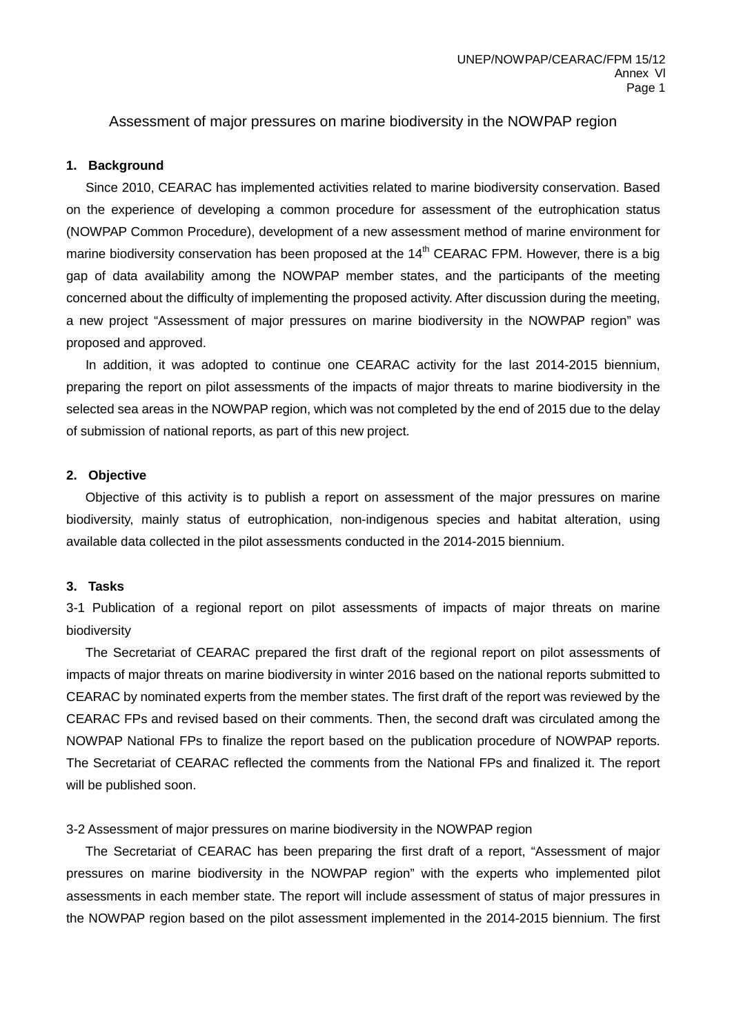# Assessment of major pressures on marine biodiversity in the NOWPAP region

## 1. Background

Since 2010, CEARAC has implemented activities related to marine biodiversity conservation. Based on the experience of developing a common procedure for assessment of the eutrophication status (NOWPAP Common Procedure), development of a new assessment method of marine environment for marine biodiversity conservation has been proposed at the 14th CEARAC FPM. However, there is a big gap of data availability among the NOWPAP member states, and the participants of the meeting concerned about the difficulty of implementing the proposed activity. After discussion during the meeting, a new project "Assessment of major pressures on marine biodiversity in the NOWPAP region" was proposed and approved.

In addition, it was adopted to continue one CEARAC activity for the last 2014-2015 biennium, preparing the report on pilot assessments of the impacts of major threats to marine biodiversity in the selected sea areas in the NOWPAP region, which was not completed by the end of 2015 due to the delay of submission of national reports, as part of this new project.

## 2. Objective

Objective of this activity is to publish a report on assessment of the major pressures on marine biodiversity, mainly status of eutrophication, non-indigenous species and habitat alteration, using available data collected in the pilot assessments conducted in the 2014-2015 biennium.

## 3. Tasks

### 3-1 Publication of a regional report on pilot assessments of impacts of major threats on marine biodiversity

The Secretariat of CEARAC prepared the first draft of the regional report on pilot assessments of impacts of major threats on marine biodiversity in winter 2016 based on the national reports submitted to CEARAC by nominated experts from the member states. The first draft of the report was reviewed by the CEARAC FPs and revised based on their comments. Then, the second draft was circulated among the NOWPAP National FPs to finalize the report based on the publication procedure of NOWPAP reports. The Secretariat of CEARAC reflected the comments from the National FPs and finalized it. The report will be published soon.

### 3-2 Assessment of major pressures on marine biodiversity in the NOWPAP region

The Secretariat of CEARAC has been preparing the first draft of a report, "Assessment of major pressures on marine biodiversity in the NOWPAP region" with the experts who implemented pilot assessments in each member state. The report will include assessment of status of major pressures in the NOWPAP region based on the pilot assessment implemented in the 2014-2015 biennium. The first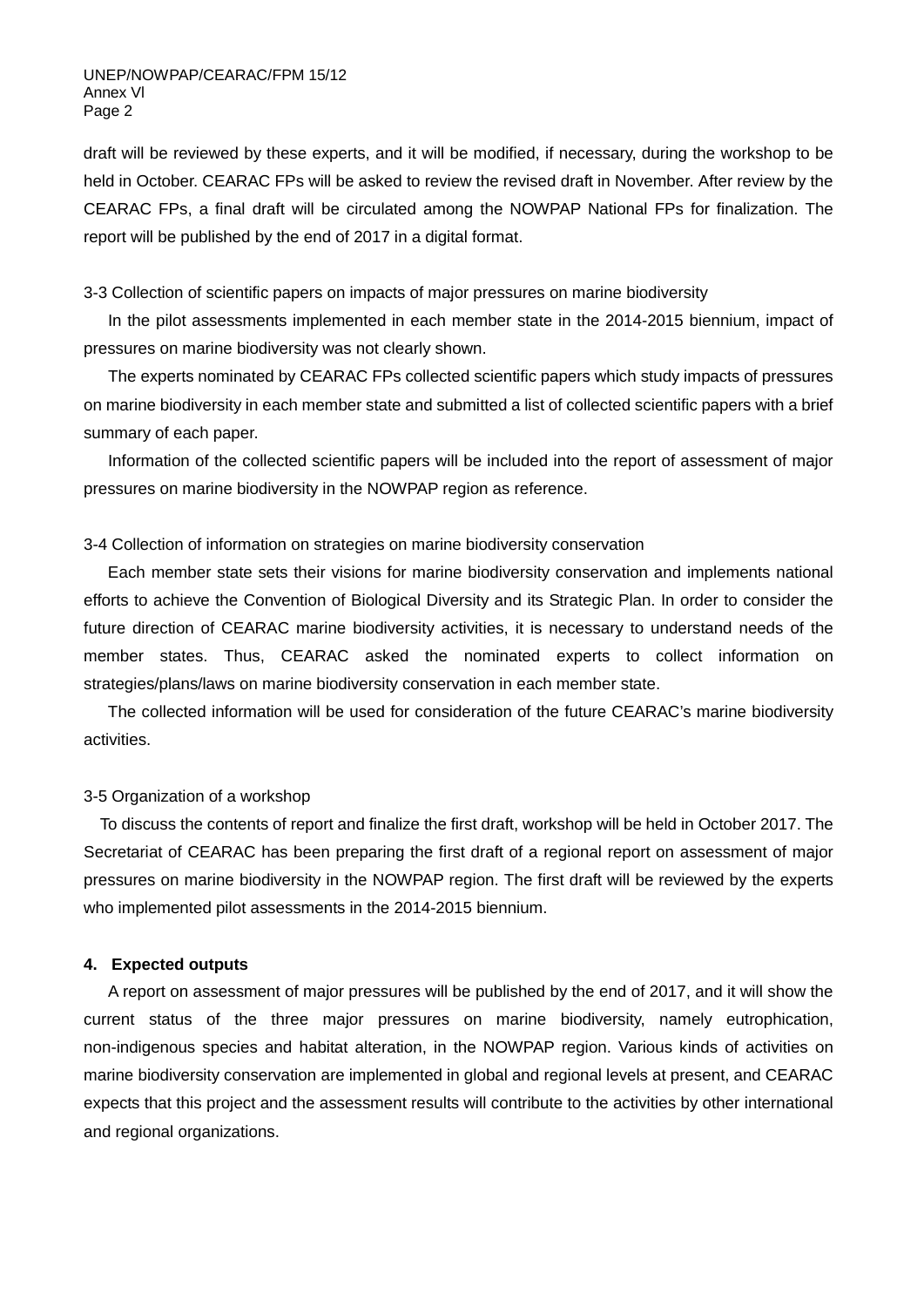draft will be reviewed by these experts, and it will be modified, if necessary, during the workshop to be held in October. CEARAC FPs will be asked to review the revised draft in November. After review by the CEARAC FPs, a final draft will be circulated among the NOWPAP National FPs for finalization. The report will be published by the end of 2017 in a digital format.

3-3 Collection of scientific papers on impacts of major pressures on marine biodiversity

In the pilot assessments implemented in each member state in the 2014-2015 biennium, impact of pressures on marine biodiversity was not clearly shown.

The experts nominated by CEARAC FPs collected scientific papers which study impacts of pressures on marine biodiversity in each member state and submitted a list of collected scientific papers with a brief summary of each paper.

Information of the collected scientific papers will be included into the report of assessment of major pressures on marine biodiversity in the NOWPAP region as reference.

3-4 Collection of information on strategies on marine biodiversity conservation

Each member state sets their visions for marine biodiversity conservation and implements national efforts to achieve the Convention of Biological Diversity and its Strategic Plan. In order to consider the future direction of CEARAC marine biodiversity activities, it is necessary to understand needs of the member states. Thus, CEARAC asked the nominated experts to collect information on strategies/plans/laws on marine biodiversity conservation in each member state.

The collected information will be used for consideration of the future CEARAC's marine biodiversity activities.

3-5 Organization of a workshop

To discuss the contents of report and finalize the first draft, workshop will be held in October 2017. The Secretariat of CEARAC has been preparing the first draft of a regional report on assessment of major pressures on marine biodiversity in the NOWPAP region. The first draft will be reviewed by the experts who implemented pilot assessments in the 2014-2015 biennium.

**4. Expected outputs**

A report on assessment of major pressures will be published by the end of 2017, and it will show the current status of the three major pressures on marine biodiversity, namely eutrophication, non-indigenous species and habitat alteration, in the NOWPAP region. Various kinds of activities on marine biodiversity conservation are implemented in global and regional levels at present, and CEARAC expects that this project and the assessment results will contribute to the activities by other international and regional organizations.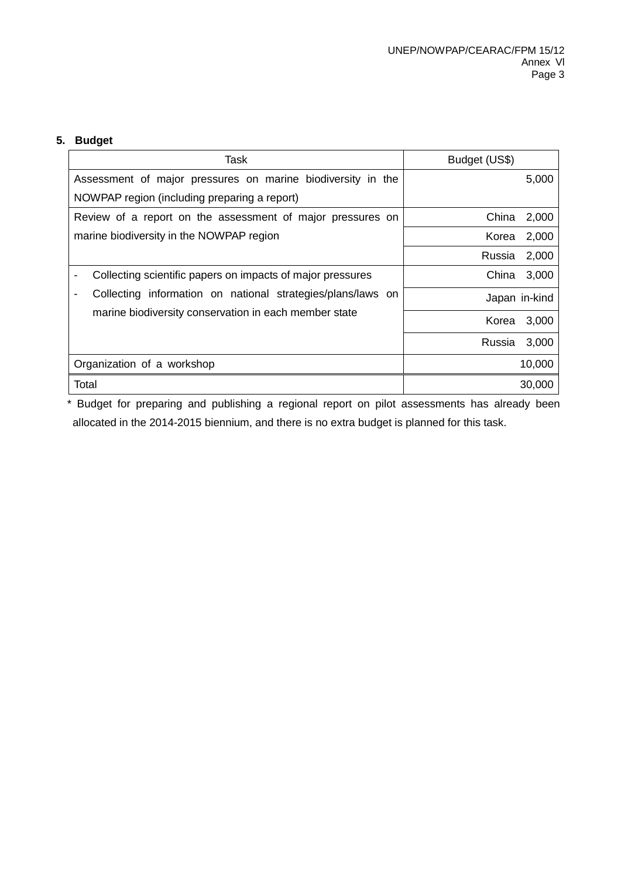### 5. Budget

| Task | Budget (US$) |
|---|---|
| Assessment of major pressures on marine biodiversity in the NOWPAP region (including preparing a report) | 5,000 |
| Review of a report on the assessment of major pressures on marine biodiversity in the NOWPAP region | China 2,000 |
| | Korea 2,000 |
| | Russia 2,000 |
| - Collecting scientific papers on impacts of major pressures<br>- Collecting information on national strategies/plans/laws on marine biodiversity conservation in each member state | China 3,000 |
| | Japan in-kind |
| | Korea 3,000 |
| | Russia 3,000 |
| Organization of a workshop | 10,000 |
| Total | 30,000 |

* Budget for preparing and publishing a regional report on pilot assessments has already been allocated in the 2014-2015 biennium, and there is no extra budget is planned for this task.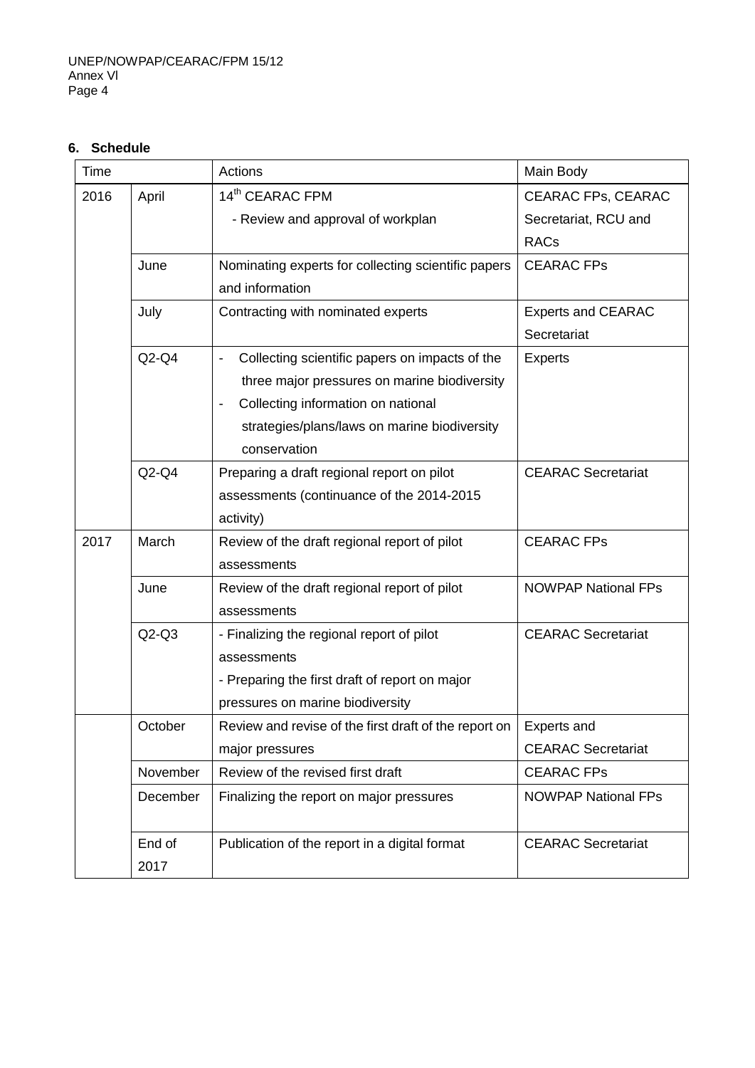### 6. Schedule

| Time | | Actions | Main Body |
|---|---|---|---|
| 2016 | April | 14th CEARAC FPM<br>- Review and approval of workplan | CEARAC FPs, CEARAC Secretariat, RCU and RACs |
| | June | Nominating experts for collecting scientific papers and information | CEARAC FPs |
| | July | Contracting with nominated experts | Experts and CEARAC Secretariat |
| | Q2-Q4 | - Collecting scientific papers on impacts of the three major pressures on marine biodiversity<br>- Collecting information on national strategies/plans/laws on marine biodiversity conservation | Experts |
| | Q2-Q4 | Preparing a draft regional report on pilot assessments (continuance of the 2014-2015 activity) | CEARAC Secretariat |
| 2017 | March | Review of the draft regional report of pilot assessments | CEARAC FPs |
| | June | Review of the draft regional report of pilot assessments | NOWPAP National FPs |
| | Q2-Q3 | - Finalizing the regional report of pilot assessments<br>- Preparing the first draft of report on major pressures on marine biodiversity | CEARAC Secretariat |
| | October | Review and revise of the first draft of the report on major pressures | Experts and CEARAC Secretariat |
| | November | Review of the revised first draft | CEARAC FPs |
| | December | Finalizing the report on major pressures | NOWPAP National FPs |
| | End of 2017 | Publication of the report in a digital format | CEARAC Secretariat |